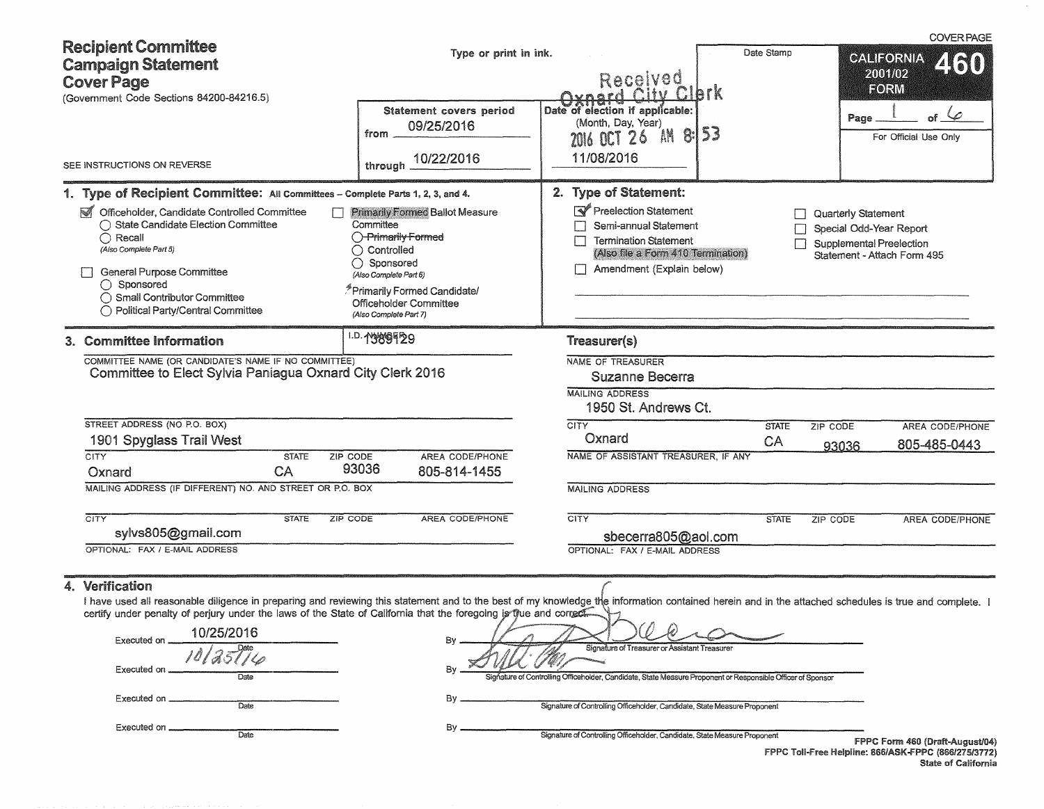COVER PAGE

# Recipient Committee Campaign Statement Cover Page

(Government Code Sections 84200-84216.5)

Type or print in ink.

Received Oxnard City Clerk
2016 OCT 26 AM 8:53

Date Stamp

**CALIFORNIA FORM 460** 2001/02

Page 1 of 6

For Official Use Only

SEE INSTRUCTIONS ON REVERSE

Statement covers period from 09/25/2016 through 10/22/2016

Date of election if applicable: (Month, Day, Year) 11/08/2016

## 1. Type of Recipient Committee: All Committees – Complete Parts 1, 2, 3, and 4.

- [x] Officeholder, Candidate Controlled Committee
  - ◯ State Candidate Election Committee
  - ◯ Recall (Also Complete Part 5)
- [ ] General Purpose Committee
  - ◯ Sponsored
  - ◯ Small Contributor Committee
  - ◯ Political Party/Central Committee
- [ ] Primarily Formed Ballot Measure Committee
  - ◯ ~~Primarily Formed~~
  - ◯ Controlled
  - ◯ Sponsored (Also Complete Part 6)
- [x] Primarily Formed Candidate/Officeholder Committee (Also Complete Part 7)

## 2. Type of Statement:

- [x] Preelection Statement
- [ ] Semi-annual Statement
- [ ] Termination Statement (Also file a Form 410 Termination)
- [ ] Amendment (Explain below)
- [ ] Quarterly Statement
- [ ] Special Odd-Year Report
- [ ] Supplemental Preelection Statement - Attach Form 495

## 3. Committee Information

I.D. NUMBER 1389129

COMMITTEE NAME (OR CANDIDATE'S NAME IF NO COMMITTEE)
Committee to Elect Sylvia Paniagua Oxnard City Clerk 2016

| STREET ADDRESS (NO P.O. BOX) | | | |
|---|---|---|---|
| 1901 Spyglass Trail West | | | |
| CITY | STATE | ZIP CODE | AREA CODE/PHONE |
| Oxnard | CA | 93036 | 805-814-1455 |

MAILING ADDRESS (IF DIFFERENT) NO. AND STREET OR P.O. BOX

| CITY | STATE | ZIP CODE | AREA CODE/PHONE |
|---|---|---|---|
| | | | |

OPTIONAL: FAX / E-MAIL ADDRESS
sylvs805@gmail.com

### Treasurer(s)

NAME OF TREASURER
Suzanne Becerra

MAILING ADDRESS
1950 St. Andrews Ct.

| CITY | STATE | ZIP CODE | AREA CODE/PHONE |
|---|---|---|---|
| Oxnard | CA | 93036 | 805-485-0443 |

NAME OF ASSISTANT TREASURER, IF ANY

MAILING ADDRESS

| CITY | STATE | ZIP CODE | AREA CODE/PHONE |
|---|---|---|---|
| | | | |

OPTIONAL: FAX / E-MAIL ADDRESS
sbecerra805@aol.com

## 4. Verification

I have used all reasonable diligence in preparing and reviewing this statement and to the best of my knowledge the information contained herein and in the attached schedules is true and complete. I certify under penalty of perjury under the laws of the State of California that the foregoing is true and correct.

Executed on 10/25/2016 (Date) By [signature] Signature of Treasurer or Assistant Treasurer

Executed on 10/25/16 (Date) By [signature] Signature of Controlling Officeholder, Candidate, State Measure Proponent or Responsible Officer of Sponsor

Executed on ________ (Date) By ________ Signature of Controlling Officeholder, Candidate, State Measure Proponent

Executed on ________ (Date) By ________ Signature of Controlling Officeholder, Candidate, State Measure Proponent

FPPC Form 460 (Draft-August/04)
FPPC Toll-Free Helpline: 866/ASK-FPPC (866/275/3772)
State of California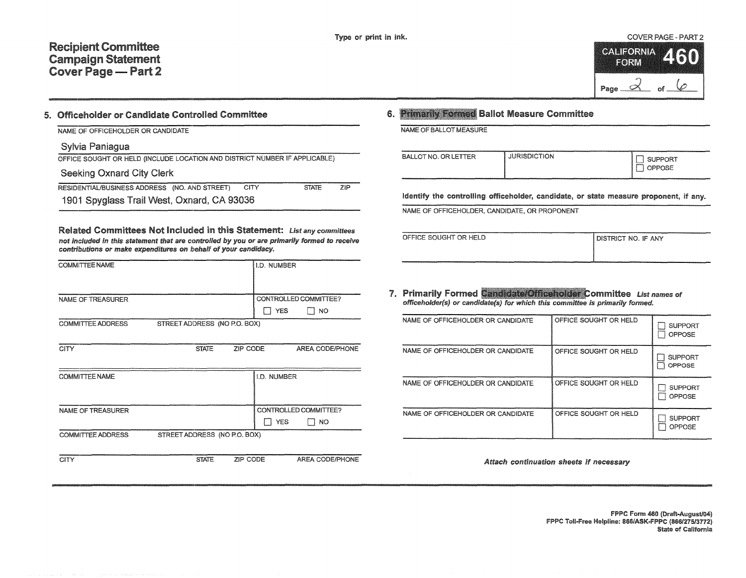# Recipient Committee Campaign Statement Cover Page — Part 2

Type or print in ink.

COVER PAGE - PART 2

CALIFORNIA FORM **460**

Page 2 of 6

## 5. Officeholder or Candidate Controlled Committee

NAME OF OFFICEHOLDER OR CANDIDATE

Sylvia Paniagua

OFFICE SOUGHT OR HELD (INCLUDE LOCATION AND DISTRICT NUMBER IF APPLICABLE)

Seeking Oxnard City Clerk

RESIDENTIAL/BUSINESS ADDRESS (NO. AND STREET) CITY STATE ZIP

1901 Spyglass Trail West, Oxnard, CA 93036

**Related Committees Not Included in this Statement:** ***List any committees not included in this statement that are controlled by you or are primarily formed to receive contributions or make expenditures on behalf of your candidacy.***

| COMMITTEE NAME | | | I.D. NUMBER |
|---|---|---|---|
| NAME OF TREASURER | | | CONTROLLED COMMITTEE? ☐ YES ☐ NO |
| COMMITTEE ADDRESS | STREET ADDRESS (NO P.O. BOX) | | |
| CITY | STATE | ZIP CODE | AREA CODE/PHONE |

| COMMITTEE NAME | | | I.D. NUMBER |
|---|---|---|---|
| NAME OF TREASURER | | | CONTROLLED COMMITTEE? ☐ YES ☐ NO |
| COMMITTEE ADDRESS | STREET ADDRESS (NO P.O. BOX) | | |
| CITY | STATE | ZIP CODE | AREA CODE/PHONE |

## 6. Primarily Formed Ballot Measure Committee

NAME OF BALLOT MEASURE

| BALLOT NO. OR LETTER | JURISDICTION | ☐ SUPPORT ☐ OPPOSE |
|---|---|---|

**Identify the controlling officeholder, candidate, or state measure proponent, if any.**

NAME OF OFFICEHOLDER, CANDIDATE, OR PROPONENT

| OFFICE SOUGHT OR HELD | DISTRICT NO. IF ANY |
|---|---|

## 7. Primarily Formed Candidate/Officeholder Committee

***List names of officeholder(s) or candidate(s) for which this committee is primarily formed.***

| NAME OF OFFICEHOLDER OR CANDIDATE | OFFICE SOUGHT OR HELD | ☐ SUPPORT ☐ OPPOSE |
|---|---|---|
| NAME OF OFFICEHOLDER OR CANDIDATE | OFFICE SOUGHT OR HELD | ☐ SUPPORT ☐ OPPOSE |
| NAME OF OFFICEHOLDER OR CANDIDATE | OFFICE SOUGHT OR HELD | ☐ SUPPORT ☐ OPPOSE |
| NAME OF OFFICEHOLDER OR CANDIDATE | OFFICE SOUGHT OR HELD | ☐ SUPPORT ☐ OPPOSE |

*Attach continuation sheets if necessary*

**FPPC Form 460 (Draft-August/04)**
**FPPC Toll-Free Helpline: 866/ASK-FPPC (866/275/3772)**
**State of California**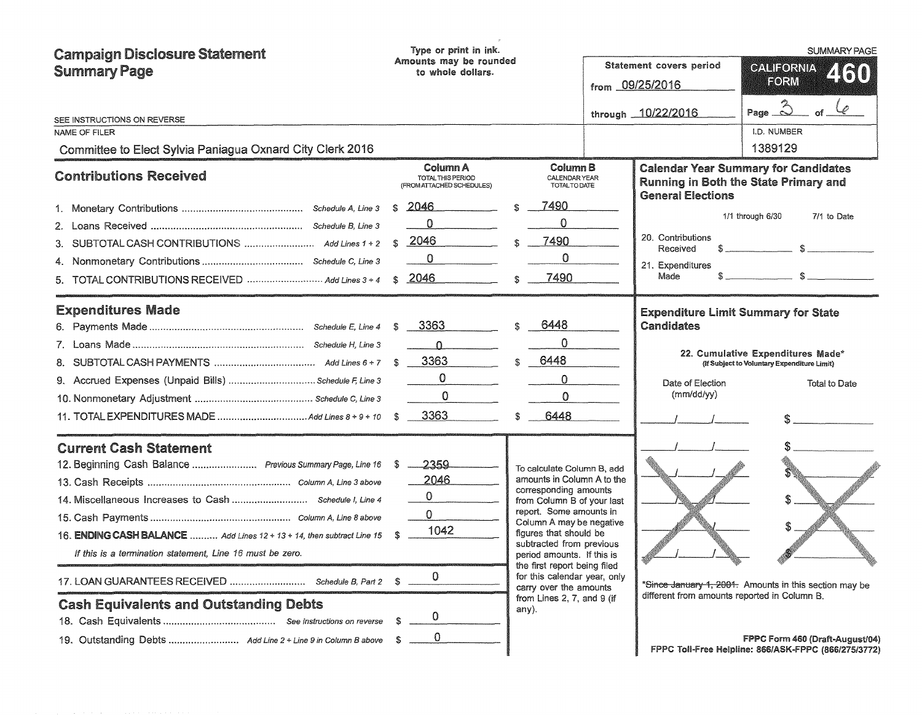# Campaign Disclosure Statement Summary Page

Type or print in ink.
Amounts may be rounded to whole dollars.

SUMMARY PAGE

**CALIFORNIA FORM 460**

Statement covers period
from 09/25/2016
through 10/22/2016

Page 3 of 6

SEE INSTRUCTIONS ON REVERSE

NAME OF FILER: Committee to Elect Sylvia Paniagua Oxnard City Clerk 2016

I.D. NUMBER: 1389129

## Contributions Received

| | | Column A TOTAL THIS PERIOD (FROM ATTACHED SCHEDULES) | Column B CALENDAR YEAR TOTAL TO DATE |
|---|---|---|---|
| 1. Monetary Contributions | Schedule A, Line 3 | $ 2046 | $ 7490 |
| 2. Loans Received | Schedule B, Line 3 | 0 | 0 |
| 3. SUBTOTAL CASH CONTRIBUTIONS | Add Lines 1 + 2 | $ 2046 | $ 7490 |
| 4. Nonmonetary Contributions | Schedule C, Line 3 | 0 | 0 |
| 5. TOTAL CONTRIBUTIONS RECEIVED | Add Lines 3 + 4 | $ 2046 | $ 7490 |

## Expenditures Made

| | | Column A | Column B |
|---|---|---|---|
| 6. Payments Made | Schedule E, Line 4 | $ 3363 | $ 6448 |
| 7. Loans Made | Schedule H, Line 3 | 0 | 0 |
| 8. SUBTOTAL CASH PAYMENTS | Add Lines 6 + 7 | $ 3363 | $ 6448 |
| 9. Accrued Expenses (Unpaid Bills) | Schedule F, Line 3 | 0 | 0 |
| 10. Nonmonetary Adjustment | Schedule C, Line 3 | 0 | 0 |
| 11. TOTAL EXPENDITURES MADE | Add Lines 8 + 9 + 10 | $ 3363 | $ 6448 |

## Current Cash Statement

| | | |
|---|---|---|
| 12. Beginning Cash Balance | Previous Summary Page, Line 16 | $ 2359 |
| 13. Cash Receipts | Column A, Line 3 above | 2046 |
| 14. Miscellaneous Increases to Cash | Schedule I, Line 4 | 0 |
| 15. Cash Payments | Column A, Line 8 above | 0 |
| 16. **ENDING CASH BALANCE** | Add Lines 12 + 13 + 14, then subtract Line 15 | $ 1042 |

*If this is a termination statement, Line 16 must be zero.*

| | | |
|---|---|---|
| 17. LOAN GUARANTEES RECEIVED | Schedule B, Part 2 | $ 0 |

## Cash Equivalents and Outstanding Debts

| | | |
|---|---|---|
| 18. Cash Equivalents | See instructions on reverse | $ 0 |
| 19. Outstanding Debts | Add Line 2 + Line 9 in Column B above | $ 0 |

To calculate Column B, add amounts in Column A to the corresponding amounts from Column B of your last report. Some amounts in Column A may be negative figures that should be subtracted from previous period amounts. If this is the first report being filed for this calendar year, only carry over the amounts from Lines 2, 7, and 9 (if any).

## Calendar Year Summary for Candidates Running in Both the State Primary and General Elections

| | 1/1 through 6/30 | 7/1 to Date |
|---|---|---|
| 20. Contributions Received | $ | $ |
| 21. Expenditures Made | $ | $ |

## Expenditure Limit Summary for State Candidates

22. Cumulative Expenditures Made* (If Subject to Voluntary Expenditure Limit)

| Date of Election (mm/dd/yy) | Total to Date |
|---|---|
| / / | $ |
| / / | $ |
| / / | $ |
| / / | $ |
| / / | $ |
| / / | $ |

*~~Since January 1, 2001.~~ Amounts in this section may be different from amounts reported in Column B.

FPPC Form 460 (Draft-August/04)
FPPC Toll-Free Helpline: 866/ASK-FPPC (866/275/3772)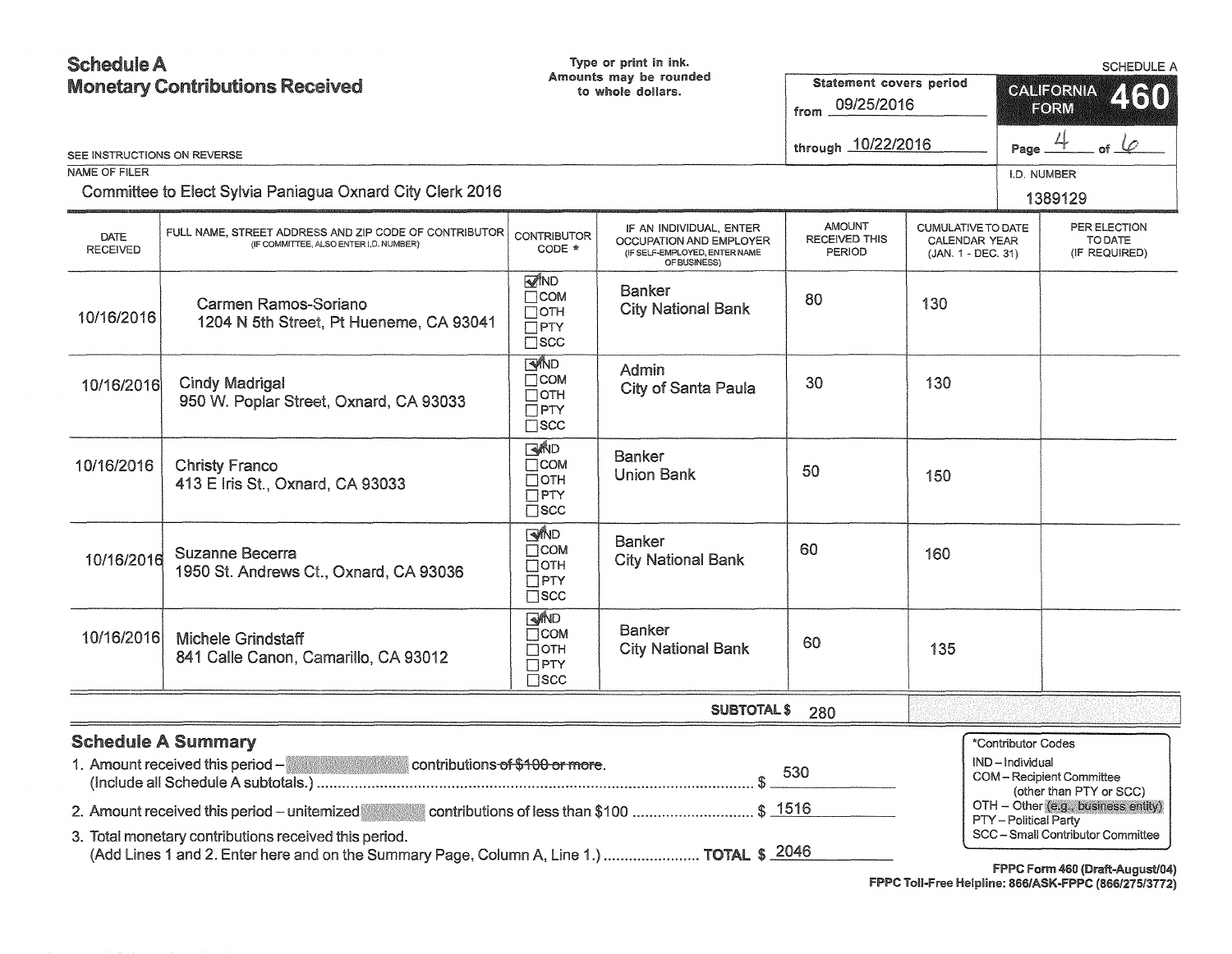# Schedule A
## Monetary Contributions Received

Type or print in ink.
Amounts may be rounded to whole dollars.

SCHEDULE A

Statement covers period
from 09/25/2016
through 10/22/2016

CALIFORNIA FORM 460

Page 4 of 6

SEE INSTRUCTIONS ON REVERSE

NAME OF FILER: Committee to Elect Sylvia Paniagua Oxnard City Clerk 2016

I.D. NUMBER: 1389129

| DATE RECEIVED | FULL NAME, STREET ADDRESS AND ZIP CODE OF CONTRIBUTOR (IF COMMITTEE, ALSO ENTER I.D. NUMBER) | CONTRIBUTOR CODE * | IF AN INDIVIDUAL, ENTER OCCUPATION AND EMPLOYER (IF SELF-EMPLOYED, ENTER NAME OF BUSINESS) | AMOUNT RECEIVED THIS PERIOD | CUMULATIVE TO DATE CALENDAR YEAR (JAN. 1 - DEC. 31) | PER ELECTION TO DATE (IF REQUIRED) |
|---|---|---|---|---|---|---|
| 10/16/2016 | Carmen Ramos-Soriano<br>1204 N 5th Street, Pt Hueneme, CA 93041 | ☑ IND ☐ COM ☐ OTH ☐ PTY ☐ SCC | Banker<br>City National Bank | 80 | 130 | |
| 10/16/2016 | Cindy Madrigal<br>950 W. Poplar Street, Oxnard, CA 93033 | ☑ IND ☐ COM ☐ OTH ☐ PTY ☐ SCC | Admin<br>City of Santa Paula | 30 | 130 | |
| 10/16/2016 | Christy Franco<br>413 E Iris St., Oxnard, CA 93033 | ☑ IND ☐ COM ☐ OTH ☐ PTY ☐ SCC | Banker<br>Union Bank | 50 | 150 | |
| 10/16/2016 | Suzanne Becerra<br>1950 St. Andrews Ct., Oxnard, CA 93036 | ☑ IND ☐ COM ☐ OTH ☐ PTY ☐ SCC | Banker<br>City National Bank | 60 | 160 | |
| 10/16/2016 | Michele Grindstaff<br>841 Calle Canon, Camarillo, CA 93012 | ☑ IND ☐ COM ☐ OTH ☐ PTY ☐ SCC | Banker<br>City National Bank | 60 | 135 | |
| | | | **SUBTOTAL $** | 280 | | |

## Schedule A Summary

1. Amount received this period – contributions ~~of $100 or more~~. (Include all Schedule A subtotals.) ........ $ 530
2. Amount received this period – unitemized contributions of less than $100 ........ $ 1516
3. Total monetary contributions received this period. (Add Lines 1 and 2. Enter here and on the Summary Page, Column A, Line 1.) ........ **TOTAL** $ 2046

*Contributor Codes
- IND – Individual
- COM – Recipient Committee (other than PTY or SCC)
- OTH – Other (e.g., business entity)
- PTY – Political Party
- SCC – Small Contributor Committee

FPPC Form 460 (Draft-August/04)
FPPC Toll-Free Helpline: 866/ASK-FPPC (866/275/3772)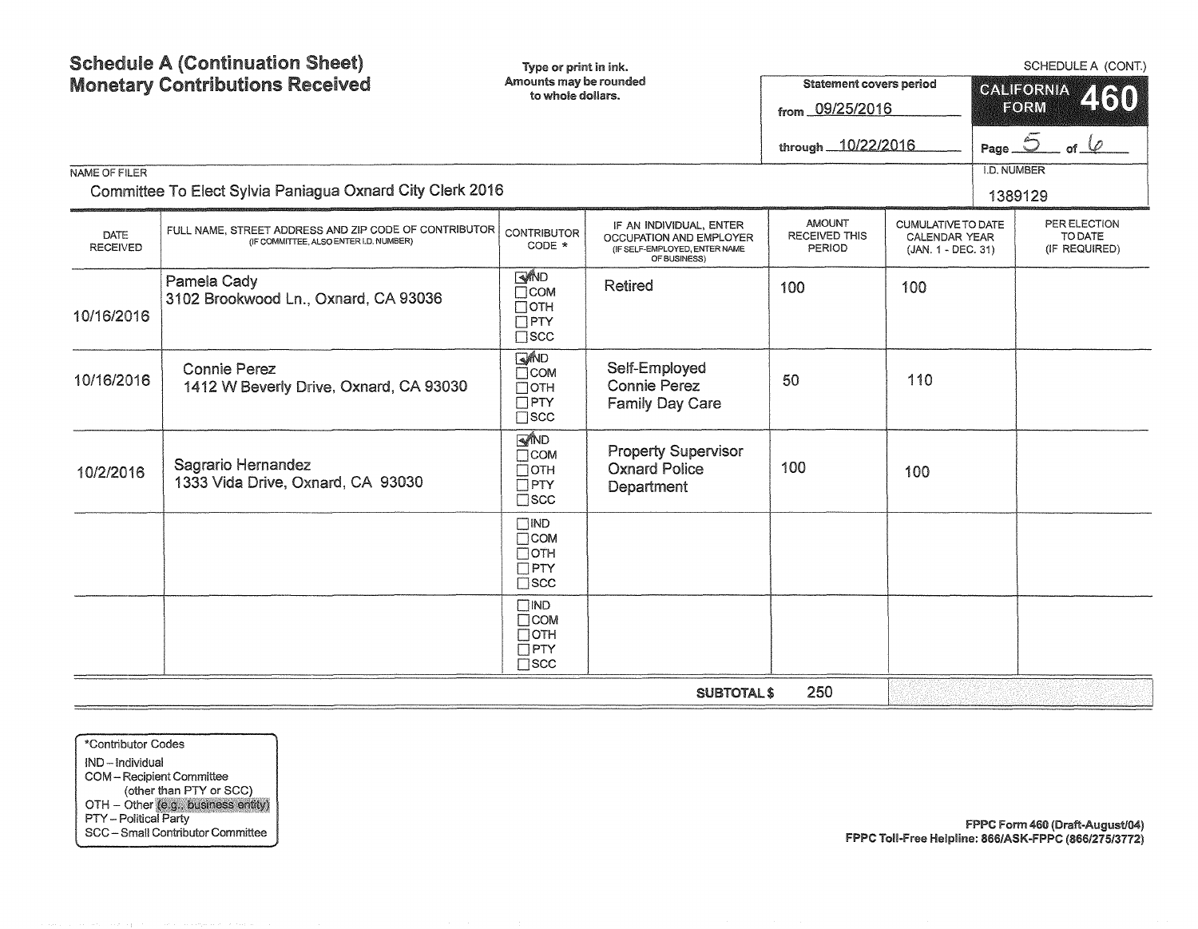# Schedule A (Continuation Sheet)
# Monetary Contributions Received

Type or print in ink.
Amounts may be rounded to whole dollars.

SCHEDULE A (CONT.)

**CALIFORNIA FORM 460**

Statement covers period
from 09/25/2016
through 10/22/2016

Page 5 of 6

NAME OF FILER
Committee To Elect Sylvia Paniagua Oxnard City Clerk 2016

I.D. NUMBER
1389129

| DATE RECEIVED | FULL NAME, STREET ADDRESS AND ZIP CODE OF CONTRIBUTOR (IF COMMITTEE, ALSO ENTER I.D. NUMBER) | CONTRIBUTOR CODE * | IF AN INDIVIDUAL, ENTER OCCUPATION AND EMPLOYER (IF SELF-EMPLOYED, ENTER NAME OF BUSINESS) | AMOUNT RECEIVED THIS PERIOD | CUMULATIVE TO DATE CALENDAR YEAR (JAN. 1 - DEC. 31) | PER ELECTION TO DATE (IF REQUIRED) |
|---|---|---|---|---|---|---|
| 10/16/2016 | Pamela Cady<br>3102 Brookwood Ln., Oxnard, CA 93036 | ☑ IND ☐ COM ☐ OTH ☐ PTY ☐ SCC | Retired | 100 | 100 | |
| 10/16/2016 | Connie Perez<br>1412 W Beverly Drive, Oxnard, CA 93030 | ☑ IND ☐ COM ☐ OTH ☐ PTY ☐ SCC | Self-Employed<br>Connie Perez<br>Family Day Care | 50 | 110 | |
| 10/2/2016 | Sagrario Hernandez<br>1333 Vida Drive, Oxnard, CA 93030 | ☑ IND ☐ COM ☐ OTH ☐ PTY ☐ SCC | Property Supervisor<br>Oxnard Police<br>Department | 100 | 100 | |
| | | ☐ IND ☐ COM ☐ OTH ☐ PTY ☐ SCC | | | | |
| | | ☐ IND ☐ COM ☐ OTH ☐ PTY ☐ SCC | | | | |
| | | | **SUBTOTAL $** | 250 | | |

*Contributor Codes
IND – Individual
COM – Recipient Committee (other than PTY or SCC)
OTH – Other (e.g., business entity)
PTY – Political Party
SCC – Small Contributor Committee

FPPC Form 460 (Draft-August/04)
FPPC Toll-Free Helpline: 866/ASK-FPPC (866/275/3772)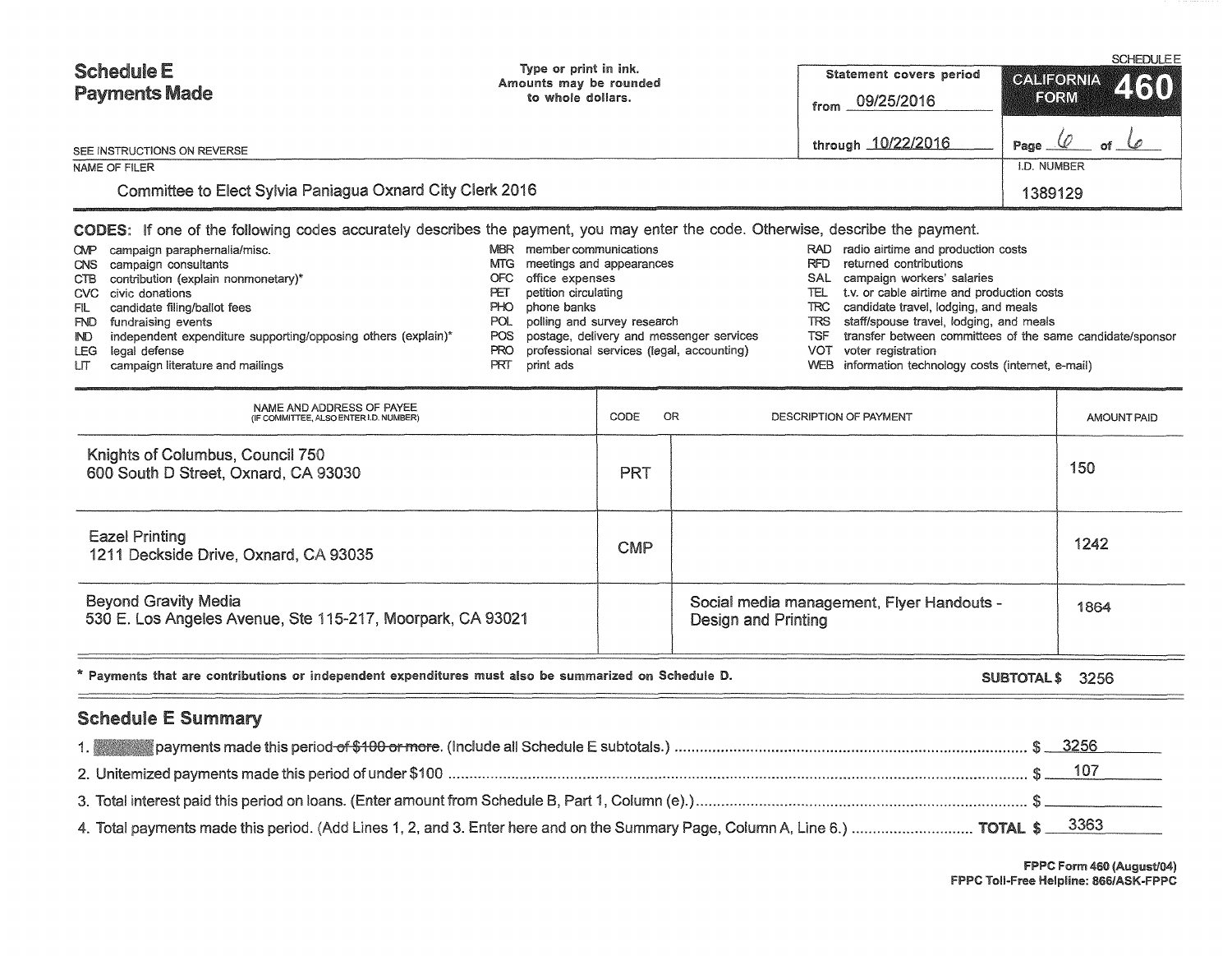# Schedule E
## Payments Made

Type or print in ink.
Amounts may be rounded to whole dollars.

SCHEDULE E

Statement covers period
from 09/25/2016
through 10/22/2016

CALIFORNIA FORM 460

SEE INSTRUCTIONS ON REVERSE

NAME OF FILER
Committee to Elect Sylvia Paniagua Oxnard City Clerk 2016

I.D. NUMBER
1389129

**CODES:** If one of the following codes accurately describes the payment, you may enter the code. Otherwise, describe the payment.

- CMP campaign paraphernalia/misc.
- CNS campaign consultants
- CTB contribution (explain nonmonetary)*
- CVC civic donations
- FIL candidate filing/ballot fees
- FND fundraising events
- IND independent expenditure supporting/opposing others (explain)*
- LEG legal defense
- LIT campaign literature and mailings
- MBR member communications
- MTG meetings and appearances
- OFC office expenses
- PET petition circulating
- PHO phone banks
- POL polling and survey research
- POS postage, delivery and messenger services
- PRO professional services (legal, accounting)
- PRT print ads
- RAD radio airtime and production costs
- RFD returned contributions
- SAL campaign workers' salaries
- TEL t.v. or cable airtime and production costs
- TRC candidate travel, lodging, and meals
- TRS staff/spouse travel, lodging, and meals
- TSF transfer between committees of the same candidate/sponsor
- VOT voter registration
- WEB information technology costs (internet, e-mail)

| NAME AND ADDRESS OF PAYEE (IF COMMITTEE, ALSO ENTER I.D. NUMBER) | CODE | OR DESCRIPTION OF PAYMENT | AMOUNT PAID |
|---|---|---|---|
| Knights of Columbus, Council 750<br>600 South D Street, Oxnard, CA 93030 | PRT | | 150 |
| Eazel Printing<br>1211 Deckside Drive, Oxnard, CA 93035 | CMP | | 1242 |
| Beyond Gravity Media<br>530 E. Los Angeles Avenue, Ste 115-217, Moorpark, CA 93021 | | Social media management, Flyer Handouts - Design and Printing | 1864 |

\* Payments that are contributions or independent expenditures must also be summarized on Schedule D.

**SUBTOTAL $** 3256

## Schedule E Summary

1. ~~Itemized~~ payments made this period ~~of $100 or more~~. (Include all Schedule E subtotals.) .......... $ 3256
2. Unitemized payments made this period of under $100 .......... $ 107
3. Total interest paid this period on loans. (Enter amount from Schedule B, Part 1, Column (e).) .......... $
4. Total payments made this period. (Add Lines 1, 2, and 3. Enter here and on the Summary Page, Column A, Line 6.) .......... **TOTAL $** 3363

FPPC Form 460 (August/04)
FPPC Toll-Free Helpline: 866/ASK-FPPC